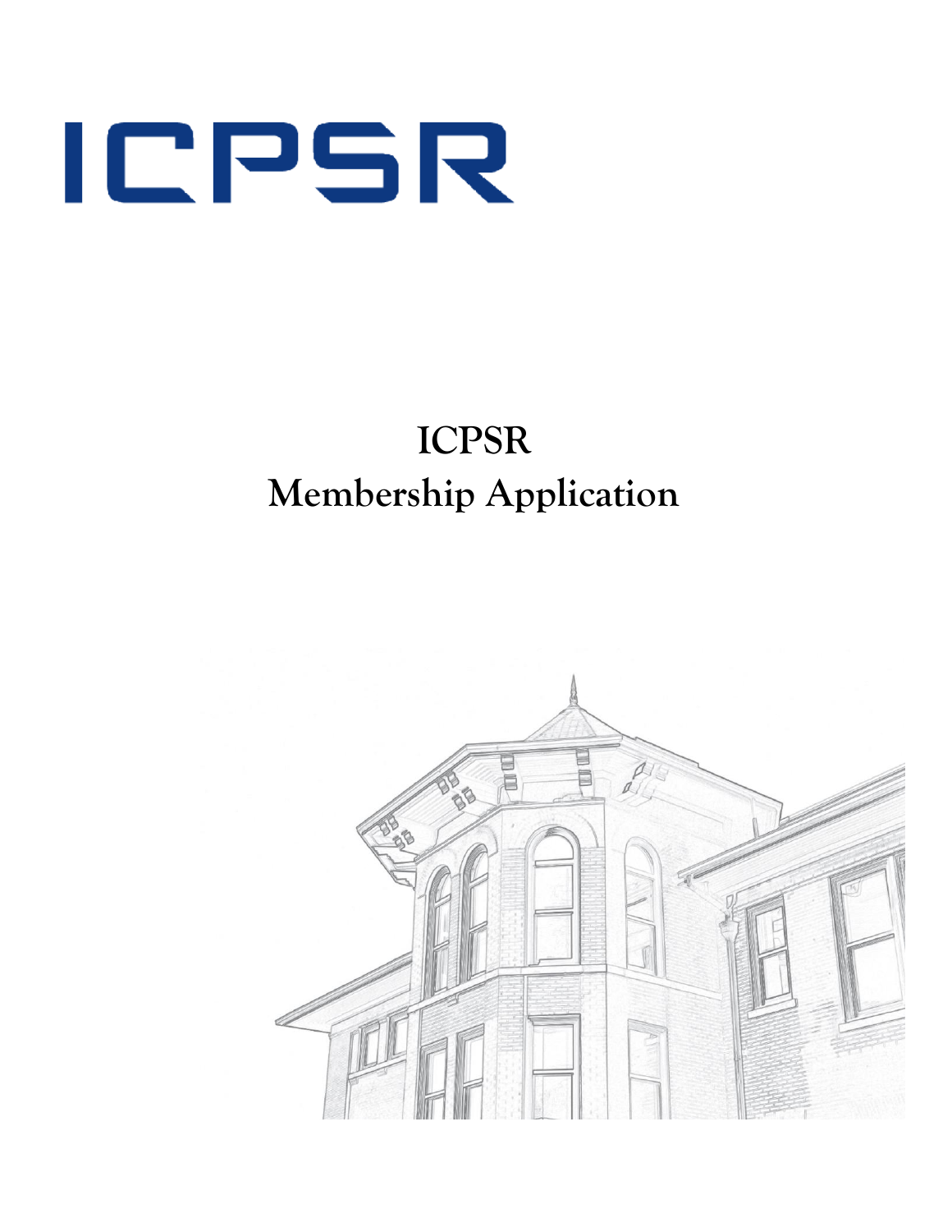ICPSR

# ICPSR Membership Application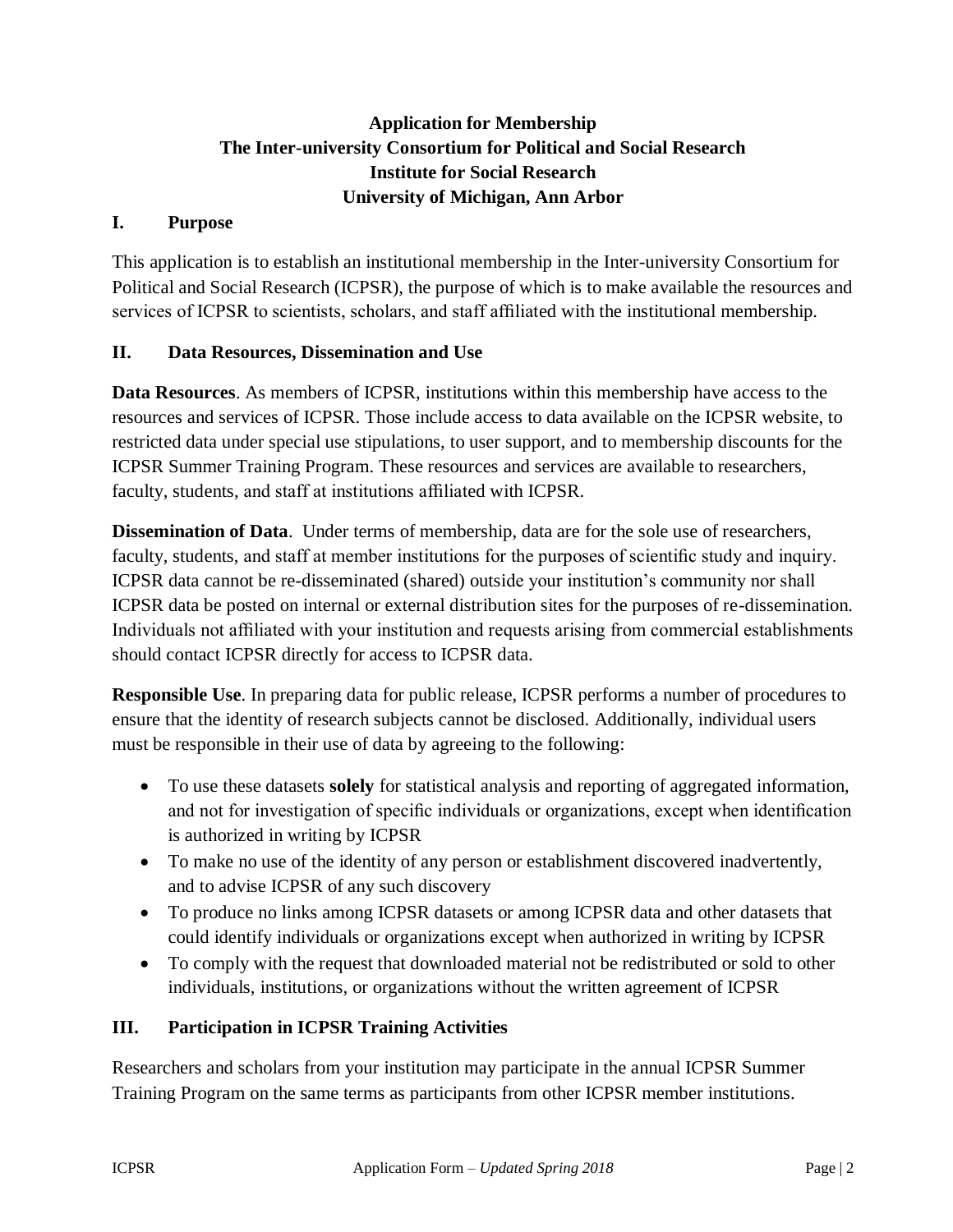**Application for Membership**
**The Inter-university Consortium for Political and Social Research**
**Institute for Social Research**
**University of Michigan, Ann Arbor**

## I. Purpose

This application is to establish an institutional membership in the Inter-university Consortium for Political and Social Research (ICPSR), the purpose of which is to make available the resources and services of ICPSR to scientists, scholars, and staff affiliated with the institutional membership.

## II. Data Resources, Dissemination and Use

**Data Resources**. As members of ICPSR, institutions within this membership have access to the resources and services of ICPSR. Those include access to data available on the ICPSR website, to restricted data under special use stipulations, to user support, and to membership discounts for the ICPSR Summer Training Program. These resources and services are available to researchers, faculty, students, and staff at institutions affiliated with ICPSR.

**Dissemination of Data**. Under terms of membership, data are for the sole use of researchers, faculty, students, and staff at member institutions for the purposes of scientific study and inquiry. ICPSR data cannot be re-disseminated (shared) outside your institution's community nor shall ICPSR data be posted on internal or external distribution sites for the purposes of re-dissemination. Individuals not affiliated with your institution and requests arising from commercial establishments should contact ICPSR directly for access to ICPSR data.

**Responsible Use**. In preparing data for public release, ICPSR performs a number of procedures to ensure that the identity of research subjects cannot be disclosed. Additionally, individual users must be responsible in their use of data by agreeing to the following:

- To use these datasets **solely** for statistical analysis and reporting of aggregated information, and not for investigation of specific individuals or organizations, except when identification is authorized in writing by ICPSR
- To make no use of the identity of any person or establishment discovered inadvertently, and to advise ICPSR of any such discovery
- To produce no links among ICPSR datasets or among ICPSR data and other datasets that could identify individuals or organizations except when authorized in writing by ICPSR
- To comply with the request that downloaded material not be redistributed or sold to other individuals, institutions, or organizations without the written agreement of ICPSR

## III. Participation in ICPSR Training Activities

Researchers and scholars from your institution may participate in the annual ICPSR Summer Training Program on the same terms as participants from other ICPSR member institutions.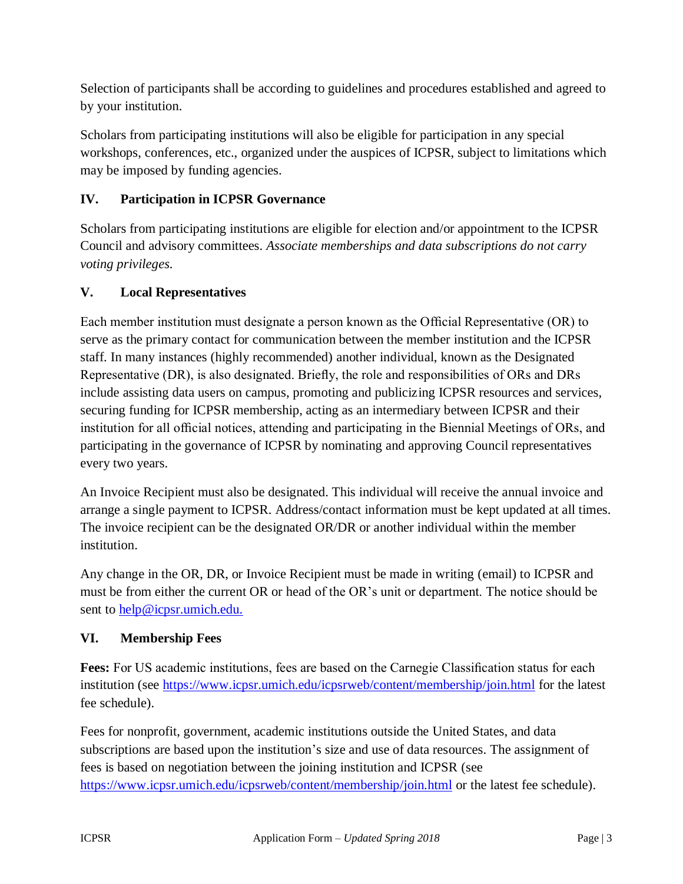Selection of participants shall be according to guidelines and procedures established and agreed to by your institution.

Scholars from participating institutions will also be eligible for participation in any special workshops, conferences, etc., organized under the auspices of ICPSR, subject to limitations which may be imposed by funding agencies.

## IV. Participation in ICPSR Governance

Scholars from participating institutions are eligible for election and/or appointment to the ICPSR Council and advisory committees. *Associate memberships and data subscriptions do not carry voting privileges.*

## V. Local Representatives

Each member institution must designate a person known as the Official Representative (OR) to serve as the primary contact for communication between the member institution and the ICPSR staff. In many instances (highly recommended) another individual, known as the Designated Representative (DR), is also designated. Briefly, the role and responsibilities of ORs and DRs include assisting data users on campus, promoting and publicizing ICPSR resources and services, securing funding for ICPSR membership, acting as an intermediary between ICPSR and their institution for all official notices, attending and participating in the Biennial Meetings of ORs, and participating in the governance of ICPSR by nominating and approving Council representatives every two years.

An Invoice Recipient must also be designated. This individual will receive the annual invoice and arrange a single payment to ICPSR. Address/contact information must be kept updated at all times. The invoice recipient can be the designated OR/DR or another individual within the member institution.

Any change in the OR, DR, or Invoice Recipient must be made in writing (email) to ICPSR and must be from either the current OR or head of the OR's unit or department. The notice should be sent to help@icpsr.umich.edu.

## VI. Membership Fees

**Fees:** For US academic institutions, fees are based on the Carnegie Classification status for each institution (see https://www.icpsr.umich.edu/icpsrweb/content/membership/join.html for the latest fee schedule).

Fees for nonprofit, government, academic institutions outside the United States, and data subscriptions are based upon the institution's size and use of data resources. The assignment of fees is based on negotiation between the joining institution and ICPSR (see https://www.icpsr.umich.edu/icpsrweb/content/membership/join.html or the latest fee schedule).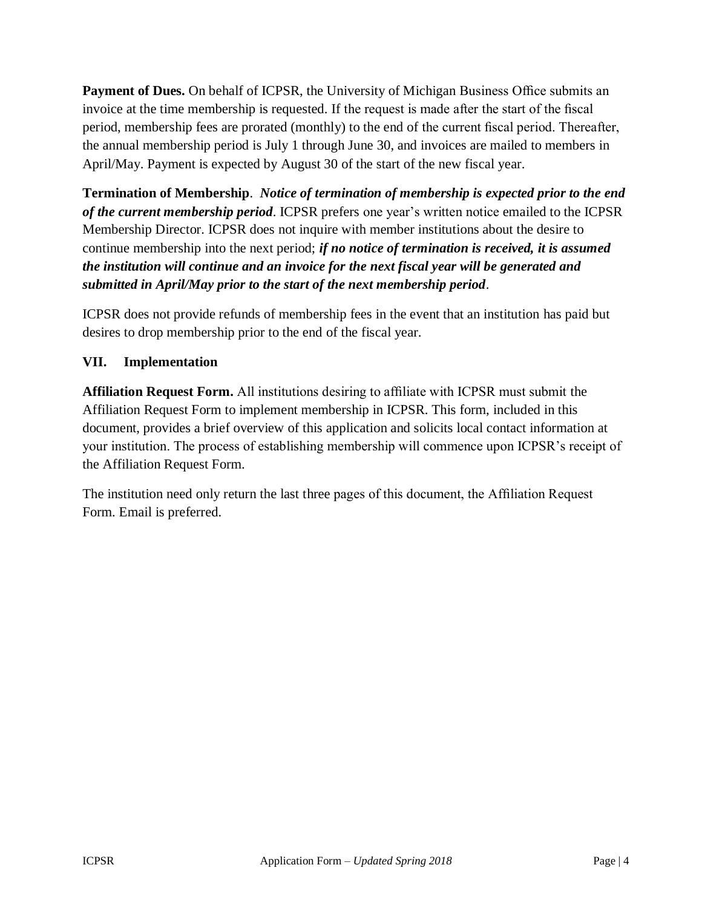**Payment of Dues.** On behalf of ICPSR, the University of Michigan Business Office submits an invoice at the time membership is requested. If the request is made after the start of the fiscal period, membership fees are prorated (monthly) to the end of the current fiscal period. Thereafter, the annual membership period is July 1 through June 30, and invoices are mailed to members in April/May. Payment is expected by August 30 of the start of the new fiscal year.

**Termination of Membership**. ***Notice of termination of membership is expected prior to the end of the current membership period***. ICPSR prefers one year's written notice emailed to the ICPSR Membership Director. ICPSR does not inquire with member institutions about the desire to continue membership into the next period; ***if no notice of termination is received, it is assumed the institution will continue and an invoice for the next fiscal year will be generated and submitted in April/May prior to the start of the next membership period***.

ICPSR does not provide refunds of membership fees in the event that an institution has paid but desires to drop membership prior to the end of the fiscal year.

## VII. Implementation

**Affiliation Request Form.** All institutions desiring to affiliate with ICPSR must submit the Affiliation Request Form to implement membership in ICPSR. This form, included in this document, provides a brief overview of this application and solicits local contact information at your institution. The process of establishing membership will commence upon ICPSR's receipt of the Affiliation Request Form.

The institution need only return the last three pages of this document, the Affiliation Request Form. Email is preferred.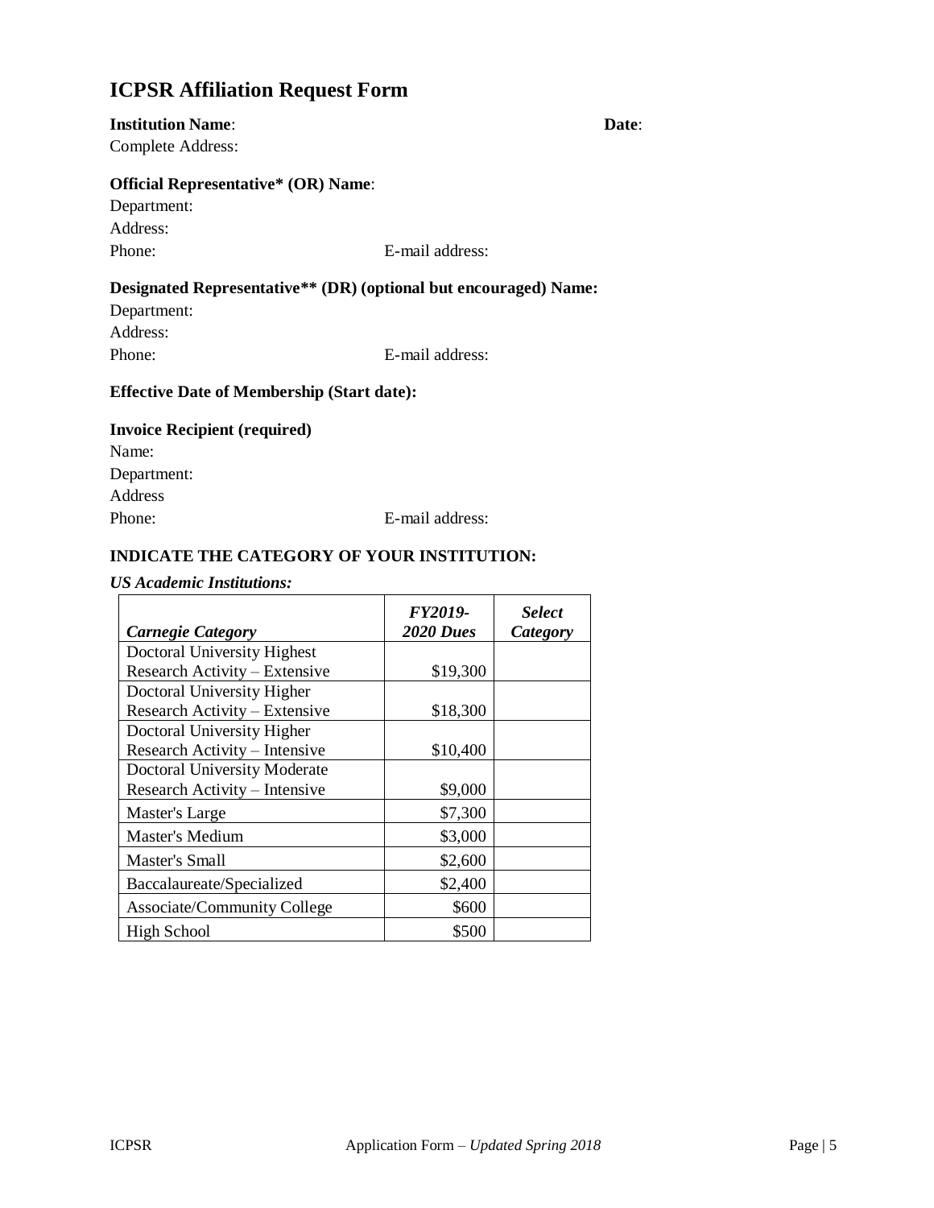# ICPSR Affiliation Request Form

**Institution Name**: **Date**:

Complete Address:

**Official Representative\* (OR) Name**:

Department:

Address:

Phone: E-mail address:

**Designated Representative\*\* (DR) (optional but encouraged) Name:**

Department:

Address:

Phone: E-mail address:

**Effective Date of Membership (Start date):**

**Invoice Recipient (required)**

Name:

Department:

Address

Phone: E-mail address:

**INDICATE THE CATEGORY OF YOUR INSTITUTION:**

***US Academic Institutions:***

| ***Carnegie Category*** | ***FY2019-2020 Dues*** | ***Select Category*** |
|---|---|---|
| Doctoral University Highest Research Activity – Extensive | $19,300 | |
| Doctoral University Higher Research Activity – Extensive | $18,300 | |
| Doctoral University Higher Research Activity – Intensive | $10,400 | |
| Doctoral University Moderate Research Activity – Intensive | $9,000 | |
| Master's Large | $7,300 | |
| Master's Medium | $3,000 | |
| Master's Small | $2,600 | |
| Baccalaureate/Specialized | $2,400 | |
| Associate/Community College | $600 | |
| High School | $500 | |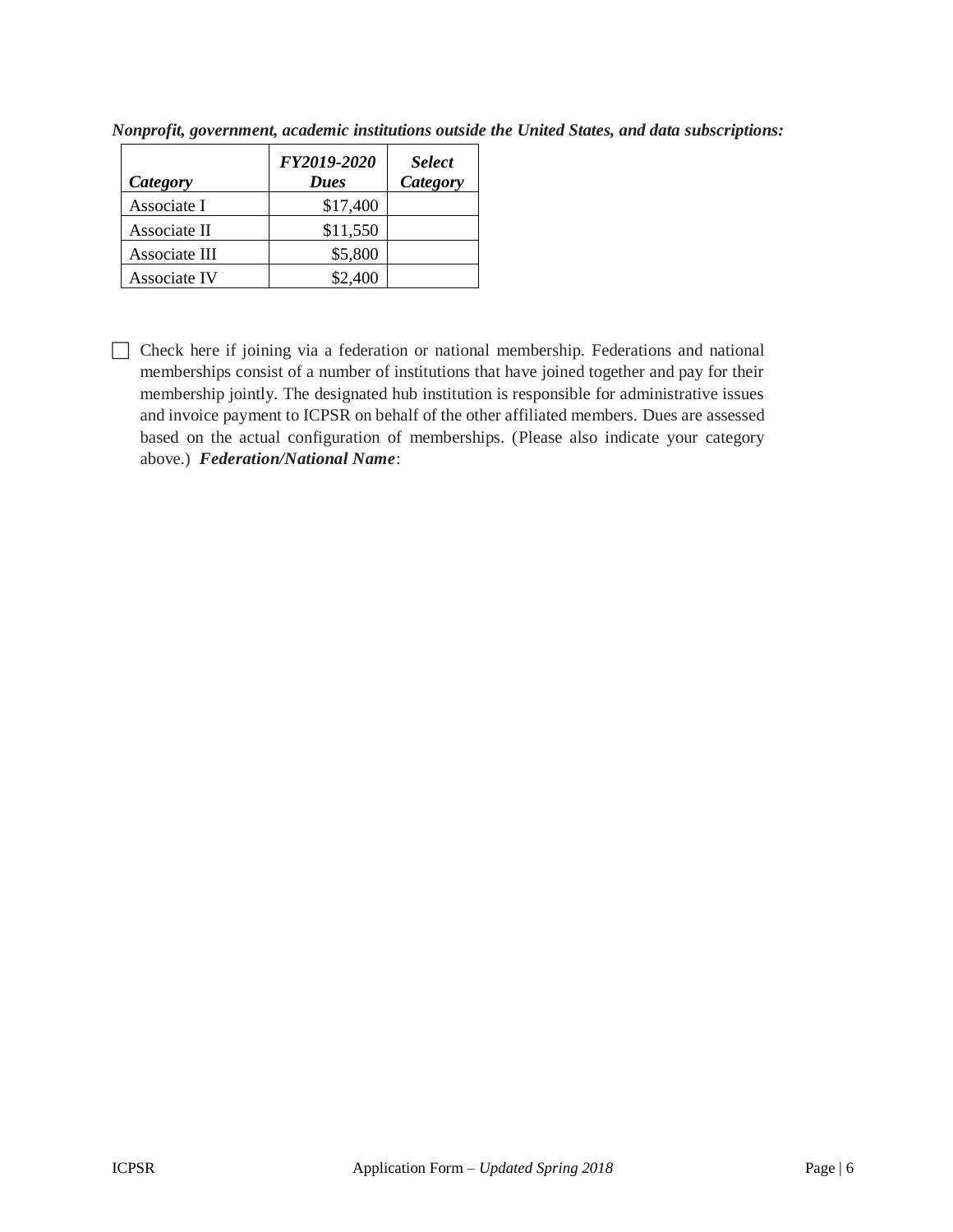***Nonprofit, government, academic institutions outside the United States, and data subscriptions:***

| *Category* | *FY2019-2020 Dues* | *Select Category* |
|---|---:|---|
| Associate I | $17,400 | |
| Associate II | $11,550 | |
| Associate III | $5,800 | |
| Associate IV | $2,400 | |

☐ Check here if joining via a federation or national membership. Federations and national memberships consist of a number of institutions that have joined together and pay for their membership jointly. The designated hub institution is responsible for administrative issues and invoice payment to ICPSR on behalf of the other affiliated members. Dues are assessed based on the actual configuration of memberships. (Please also indicate your category above.) ***Federation/National Name***: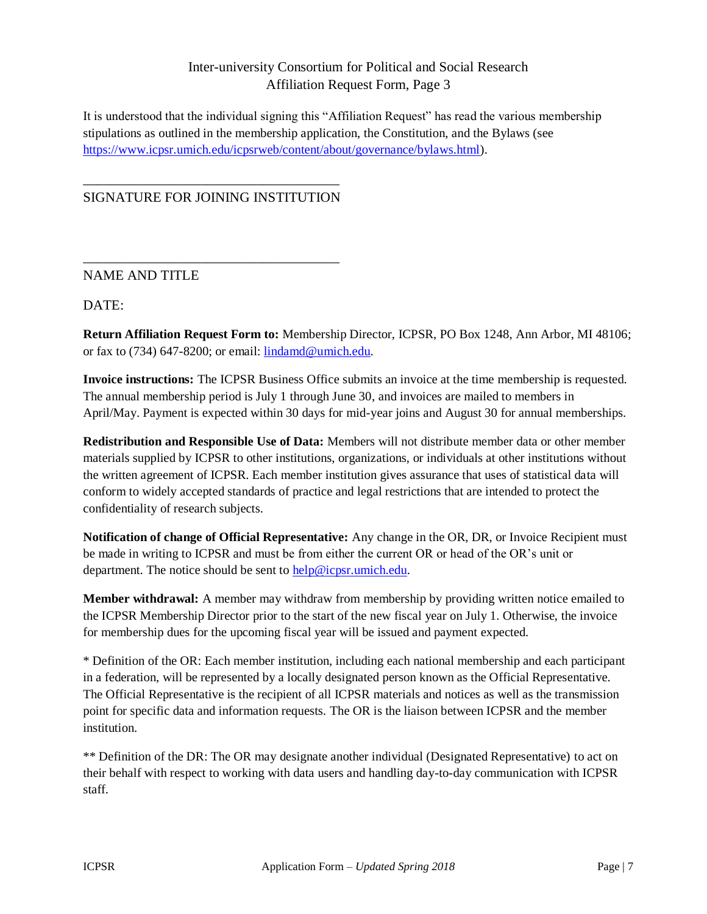Inter-university Consortium for Political and Social Research
Affiliation Request Form, Page 3

It is understood that the individual signing this "Affiliation Request" has read the various membership stipulations as outlined in the membership application, the Constitution, and the Bylaws (see https://www.icpsr.umich.edu/icpsrweb/content/about/governance/bylaws.html).

\_\_\_\_\_\_\_\_\_\_\_\_\_\_\_\_\_\_\_\_\_\_\_\_\_\_\_\_\_\_\_\_\_\_\_\_\_\_\_\_

SIGNATURE FOR JOINING INSTITUTION

\_\_\_\_\_\_\_\_\_\_\_\_\_\_\_\_\_\_\_\_\_\_\_\_\_\_\_\_\_\_\_\_\_\_\_\_\_\_\_\_

NAME AND TITLE

DATE:

**Return Affiliation Request Form to:** Membership Director, ICPSR, PO Box 1248, Ann Arbor, MI 48106; or fax to (734) 647-8200; or email: lindamd@umich.edu.

**Invoice instructions:** The ICPSR Business Office submits an invoice at the time membership is requested. The annual membership period is July 1 through June 30, and invoices are mailed to members in April/May. Payment is expected within 30 days for mid-year joins and August 30 for annual memberships.

**Redistribution and Responsible Use of Data:** Members will not distribute member data or other member materials supplied by ICPSR to other institutions, organizations, or individuals at other institutions without the written agreement of ICPSR. Each member institution gives assurance that uses of statistical data will conform to widely accepted standards of practice and legal restrictions that are intended to protect the confidentiality of research subjects.

**Notification of change of Official Representative:** Any change in the OR, DR, or Invoice Recipient must be made in writing to ICPSR and must be from either the current OR or head of the OR's unit or department. The notice should be sent to help@icpsr.umich.edu.

**Member withdrawal:** A member may withdraw from membership by providing written notice emailed to the ICPSR Membership Director prior to the start of the new fiscal year on July 1. Otherwise, the invoice for membership dues for the upcoming fiscal year will be issued and payment expected.

* Definition of the OR: Each member institution, including each national membership and each participant in a federation, will be represented by a locally designated person known as the Official Representative. The Official Representative is the recipient of all ICPSR materials and notices as well as the transmission point for specific data and information requests. The OR is the liaison between ICPSR and the member institution.

** Definition of the DR: The OR may designate another individual (Designated Representative) to act on their behalf with respect to working with data users and handling day-to-day communication with ICPSR staff.